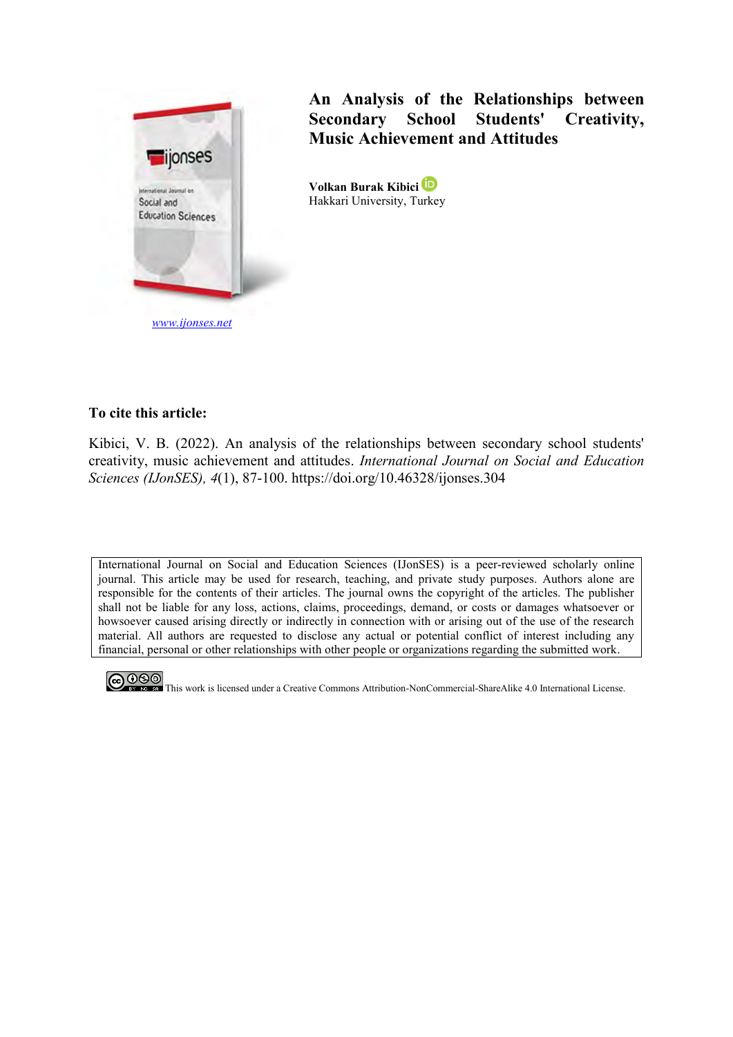www.ijonses.net

# An Analysis of the Relationships between Secondary School Students' Creativity, Music Achievement and Attitudes

**Volkan Burak Kibici**
Hakkari University, Turkey

**To cite this article:**

Kibici, V. B. (2022). An analysis of the relationships between secondary school students' creativity, music achievement and attitudes. *International Journal on Social and Education Sciences (IJonSES), 4*(1), 87-100. https://doi.org/10.46328/ijonses.304

International Journal on Social and Education Sciences (IJonSES) is a peer-reviewed scholarly online journal. This article may be used for research, teaching, and private study purposes. Authors alone are responsible for the contents of their articles. The journal owns the copyright of the articles. The publisher shall not be liable for any loss, actions, claims, proceedings, demand, or costs or damages whatsoever or howsoever caused arising directly or indirectly in connection with or arising out of the use of the research material. All authors are requested to disclose any actual or potential conflict of interest including any financial, personal or other relationships with other people or organizations regarding the submitted work.

This work is licensed under a Creative Commons Attribution-NonCommercial-ShareAlike 4.0 International License.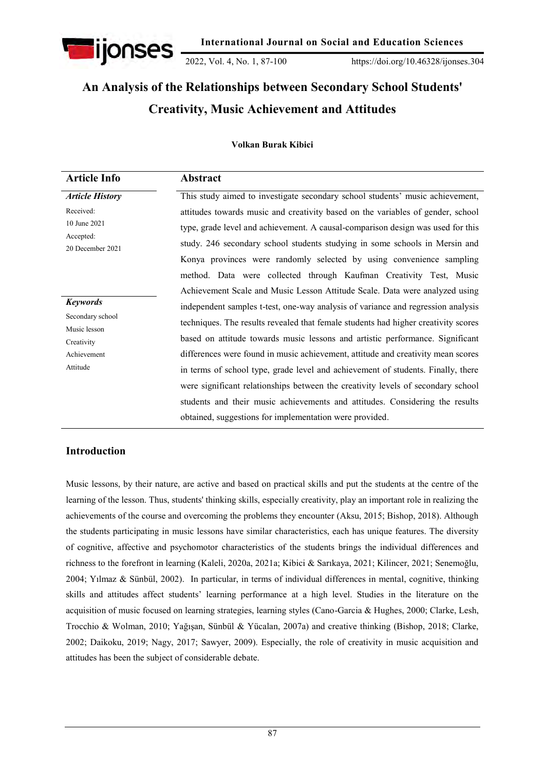# An Analysis of the Relationships between Secondary School Students' Creativity, Music Achievement and Attitudes

**Volkan Burak Kibici**

| Article Info | Abstract |
|---|---|
| ***Article History*** <br> Received: <br> 10 June 2021 <br> Accepted: <br> 20 December 2021 <br><br> ***Keywords*** <br> Secondary school <br> Music lesson <br> Creativity <br> Achievement <br> Attitude | This study aimed to investigate secondary school students' music achievement, attitudes towards music and creativity based on the variables of gender, school type, grade level and achievement. A causal-comparison design was used for this study. 246 secondary school students studying in some schools in Mersin and Konya provinces were randomly selected by using convenience sampling method. Data were collected through Kaufman Creativity Test, Music Achievement Scale and Music Lesson Attitude Scale. Data were analyzed using independent samples t-test, one-way analysis of variance and regression analysis techniques. The results revealed that female students had higher creativity scores based on attitude towards music lessons and artistic performance. Significant differences were found in music achievement, attitude and creativity mean scores in terms of school type, grade level and achievement of students. Finally, there were significant relationships between the creativity levels of secondary school students and their music achievements and attitudes. Considering the results obtained, suggestions for implementation were provided. |

## Introduction

Music lessons, by their nature, are active and based on practical skills and put the students at the centre of the learning of the lesson. Thus, students' thinking skills, especially creativity, play an important role in realizing the achievements of the course and overcoming the problems they encounter (Aksu, 2015; Bishop, 2018). Although the students participating in music lessons have similar characteristics, each has unique features. The diversity of cognitive, affective and psychomotor characteristics of the students brings the individual differences and richness to the forefront in learning (Kaleli, 2020a, 2021a; Kibici & Sarıkaya, 2021; Kilincer, 2021; Senemoğlu, 2004; Yılmaz & Sünbül, 2002). In particular, in terms of individual differences in mental, cognitive, thinking skills and attitudes affect students' learning performance at a high level. Studies in the literature on the acquisition of music focused on learning strategies, learning styles (Cano-Garcia & Hughes, 2000; Clarke, Lesh, Trocchio & Wolman, 2010; Yağışan, Sünbül & Yücalan, 2007a) and creative thinking (Bishop, 2018; Clarke, 2002; Daikoku, 2019; Nagy, 2017; Sawyer, 2009). Especially, the role of creativity in music acquisition and attitudes has been the subject of considerable debate.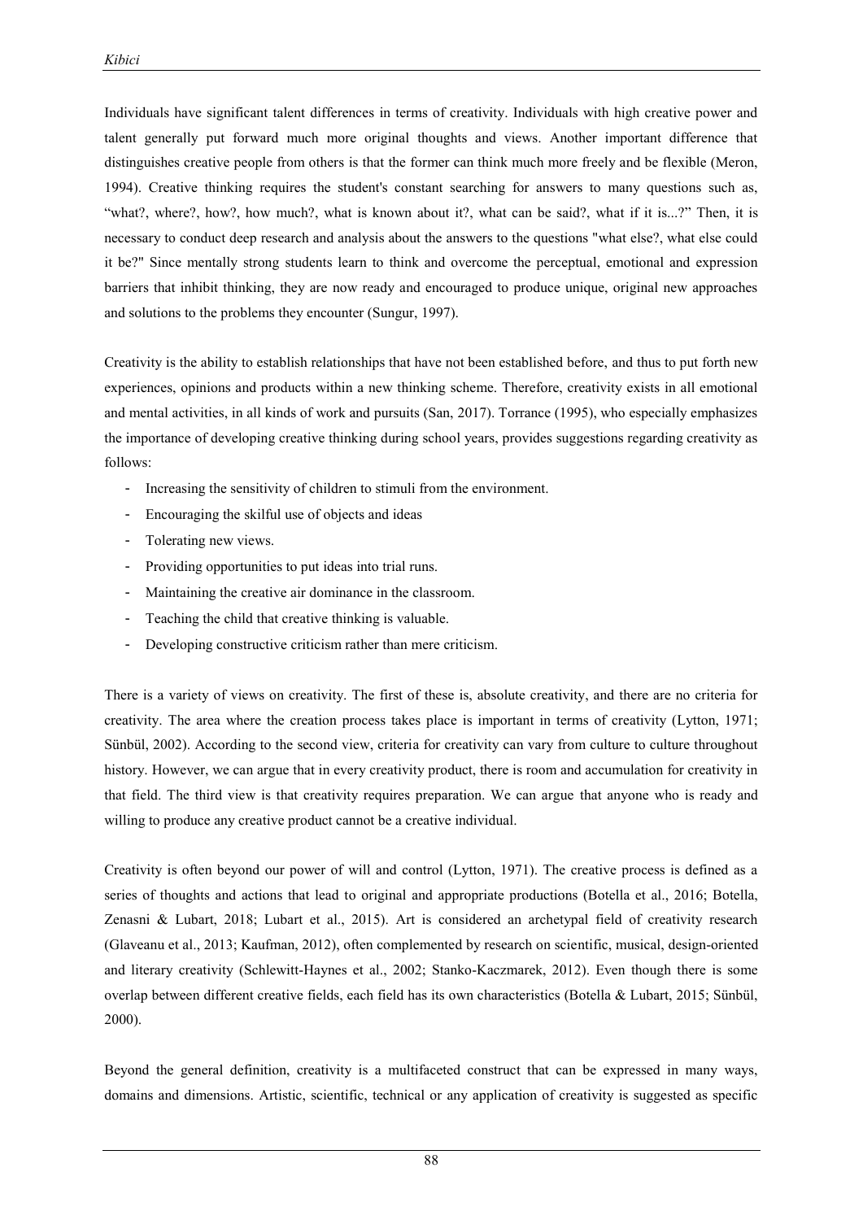Individuals have significant talent differences in terms of creativity. Individuals with high creative power and talent generally put forward much more original thoughts and views. Another important difference that distinguishes creative people from others is that the former can think much more freely and be flexible (Meron, 1994). Creative thinking requires the student's constant searching for answers to many questions such as, "what?, where?, how?, how much?, what is known about it?, what can be said?, what if it is...?" Then, it is necessary to conduct deep research and analysis about the answers to the questions "what else?, what else could it be?" Since mentally strong students learn to think and overcome the perceptual, emotional and expression barriers that inhibit thinking, they are now ready and encouraged to produce unique, original new approaches and solutions to the problems they encounter (Sungur, 1997).

Creativity is the ability to establish relationships that have not been established before, and thus to put forth new experiences, opinions and products within a new thinking scheme. Therefore, creativity exists in all emotional and mental activities, in all kinds of work and pursuits (San, 2017). Torrance (1995), who especially emphasizes the importance of developing creative thinking during school years, provides suggestions regarding creativity as follows:

- Increasing the sensitivity of children to stimuli from the environment.
- Encouraging the skilful use of objects and ideas
- Tolerating new views.
- Providing opportunities to put ideas into trial runs.
- Maintaining the creative air dominance in the classroom.
- Teaching the child that creative thinking is valuable.
- Developing constructive criticism rather than mere criticism.

There is a variety of views on creativity. The first of these is, absolute creativity, and there are no criteria for creativity. The area where the creation process takes place is important in terms of creativity (Lytton, 1971; Sünbül, 2002). According to the second view, criteria for creativity can vary from culture to culture throughout history. However, we can argue that in every creativity product, there is room and accumulation for creativity in that field. The third view is that creativity requires preparation. We can argue that anyone who is ready and willing to produce any creative product cannot be a creative individual.

Creativity is often beyond our power of will and control (Lytton, 1971). The creative process is defined as a series of thoughts and actions that lead to original and appropriate productions (Botella et al., 2016; Botella, Zenasni & Lubart, 2018; Lubart et al., 2015). Art is considered an archetypal field of creativity research (Glaveanu et al., 2013; Kaufman, 2012), often complemented by research on scientific, musical, design-oriented and literary creativity (Schlewitt-Haynes et al., 2002; Stanko-Kaczmarek, 2012). Even though there is some overlap between different creative fields, each field has its own characteristics (Botella & Lubart, 2015; Sünbül, 2000).

Beyond the general definition, creativity is a multifaceted construct that can be expressed in many ways, domains and dimensions. Artistic, scientific, technical or any application of creativity is suggested as specific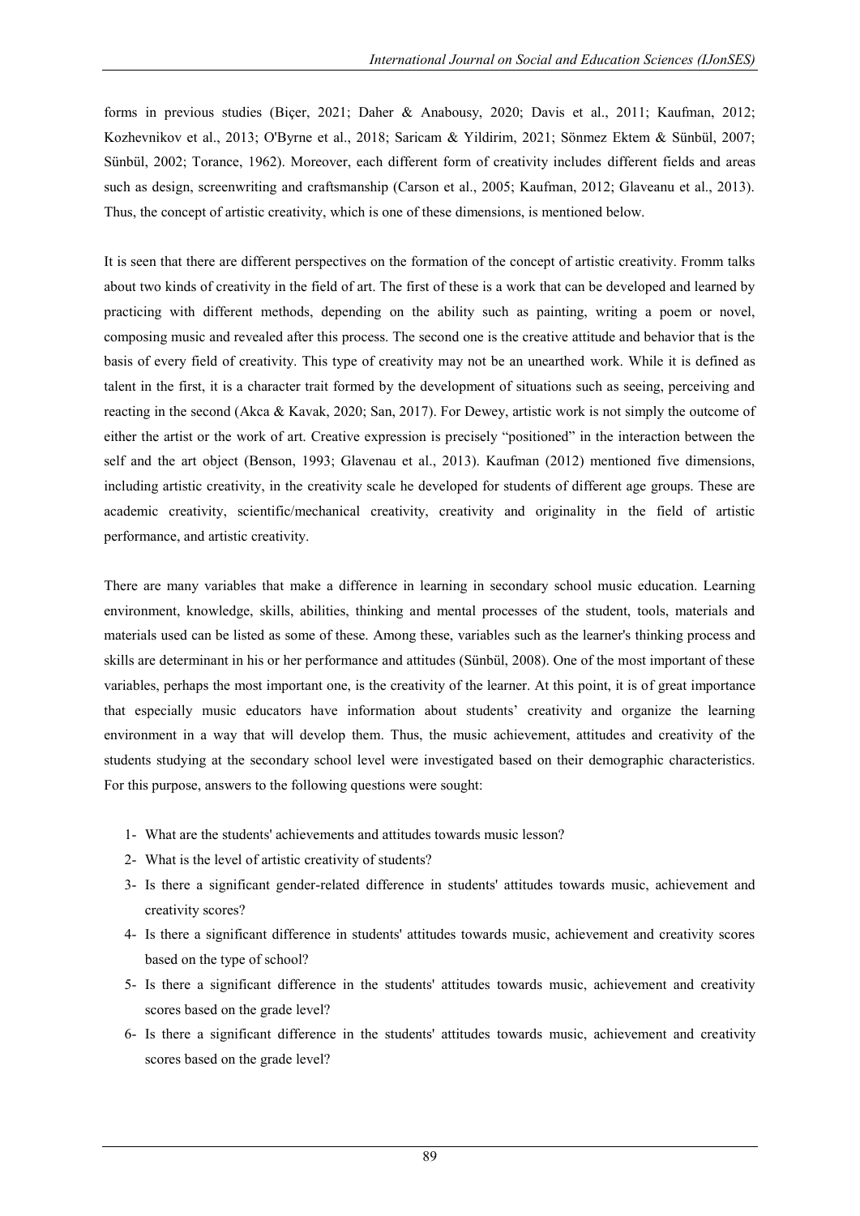forms in previous studies (Biçer, 2021; Daher & Anabousy, 2020; Davis et al., 2011; Kaufman, 2012; Kozhevnikov et al., 2013; O'Byrne et al., 2018; Saricam & Yildirim, 2021; Sönmez Ektem & Sünbül, 2007; Sünbül, 2002; Torance, 1962). Moreover, each different form of creativity includes different fields and areas such as design, screenwriting and craftsmanship (Carson et al., 2005; Kaufman, 2012; Glaveanu et al., 2013). Thus, the concept of artistic creativity, which is one of these dimensions, is mentioned below.

It is seen that there are different perspectives on the formation of the concept of artistic creativity. Fromm talks about two kinds of creativity in the field of art. The first of these is a work that can be developed and learned by practicing with different methods, depending on the ability such as painting, writing a poem or novel, composing music and revealed after this process. The second one is the creative attitude and behavior that is the basis of every field of creativity. This type of creativity may not be an unearthed work. While it is defined as talent in the first, it is a character trait formed by the development of situations such as seeing, perceiving and reacting in the second (Akca & Kavak, 2020; San, 2017). For Dewey, artistic work is not simply the outcome of either the artist or the work of art. Creative expression is precisely "positioned" in the interaction between the self and the art object (Benson, 1993; Glavenau et al., 2013). Kaufman (2012) mentioned five dimensions, including artistic creativity, in the creativity scale he developed for students of different age groups. These are academic creativity, scientific/mechanical creativity, creativity and originality in the field of artistic performance, and artistic creativity.

There are many variables that make a difference in learning in secondary school music education. Learning environment, knowledge, skills, abilities, thinking and mental processes of the student, tools, materials and materials used can be listed as some of these. Among these, variables such as the learner's thinking process and skills are determinant in his or her performance and attitudes (Sünbül, 2008). One of the most important of these variables, perhaps the most important one, is the creativity of the learner. At this point, it is of great importance that especially music educators have information about students' creativity and organize the learning environment in a way that will develop them. Thus, the music achievement, attitudes and creativity of the students studying at the secondary school level were investigated based on their demographic characteristics. For this purpose, answers to the following questions were sought:

1- What are the students' achievements and attitudes towards music lesson?
2- What is the level of artistic creativity of students?
3- Is there a significant gender-related difference in students' attitudes towards music, achievement and creativity scores?
4- Is there a significant difference in students' attitudes towards music, achievement and creativity scores based on the type of school?
5- Is there a significant difference in the students' attitudes towards music, achievement and creativity scores based on the grade level?
6- Is there a significant difference in the students' attitudes towards music, achievement and creativity scores based on the grade level?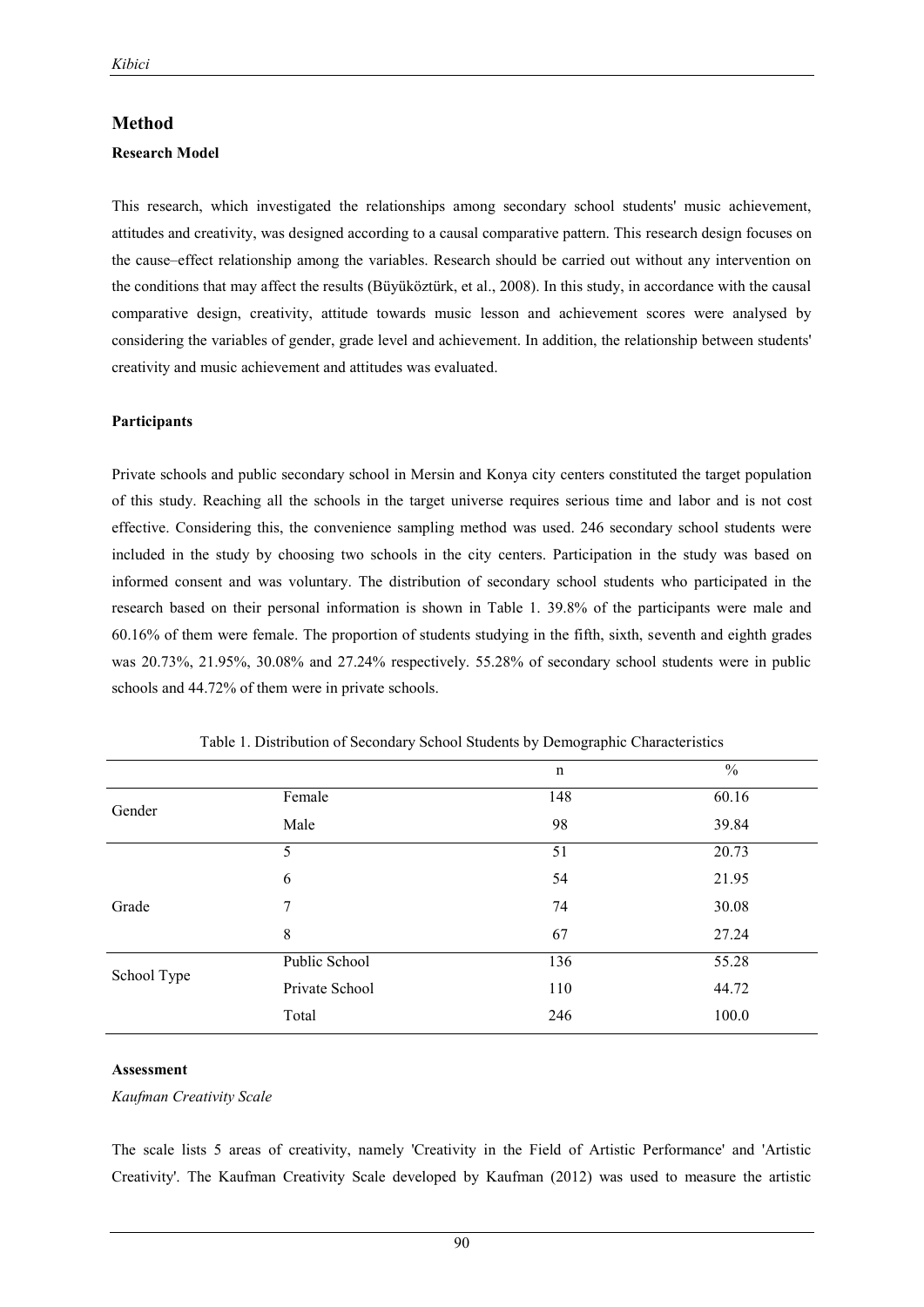## Method

### Research Model

This research, which investigated the relationships among secondary school students' music achievement, attitudes and creativity, was designed according to a causal comparative pattern. This research design focuses on the cause–effect relationship among the variables. Research should be carried out without any intervention on the conditions that may affect the results (Büyüköztürk, et al., 2008). In this study, in accordance with the causal comparative design, creativity, attitude towards music lesson and achievement scores were analysed by considering the variables of gender, grade level and achievement. In addition, the relationship between students' creativity and music achievement and attitudes was evaluated.

### Participants

Private schools and public secondary school in Mersin and Konya city centers constituted the target population of this study. Reaching all the schools in the target universe requires serious time and labor and is not cost effective. Considering this, the convenience sampling method was used. 246 secondary school students were included in the study by choosing two schools in the city centers. Participation in the study was based on informed consent and was voluntary. The distribution of secondary school students who participated in the research based on their personal information is shown in Table 1. 39.8% of the participants were male and 60.16% of them were female. The proportion of students studying in the fifth, sixth, seventh and eighth grades was 20.73%, 21.95%, 30.08% and 27.24% respectively. 55.28% of secondary school students were in public schools and 44.72% of them were in private schools.

Table 1. Distribution of Secondary School Students by Demographic Characteristics

| | | n | % |
|---|---|---|---|
| Gender | Female | 148 | 60.16 |
| | Male | 98 | 39.84 |
| Grade | 5 | 51 | 20.73 |
| | 6 | 54 | 21.95 |
| | 7 | 74 | 30.08 |
| | 8 | 67 | 27.24 |
| School Type | Public School | 136 | 55.28 |
| | Private School | 110 | 44.72 |
| | Total | 246 | 100.0 |

### Assessment

*Kaufman Creativity Scale*

The scale lists 5 areas of creativity, namely 'Creativity in the Field of Artistic Performance' and 'Artistic Creativity'. The Kaufman Creativity Scale developed by Kaufman (2012) was used to measure the artistic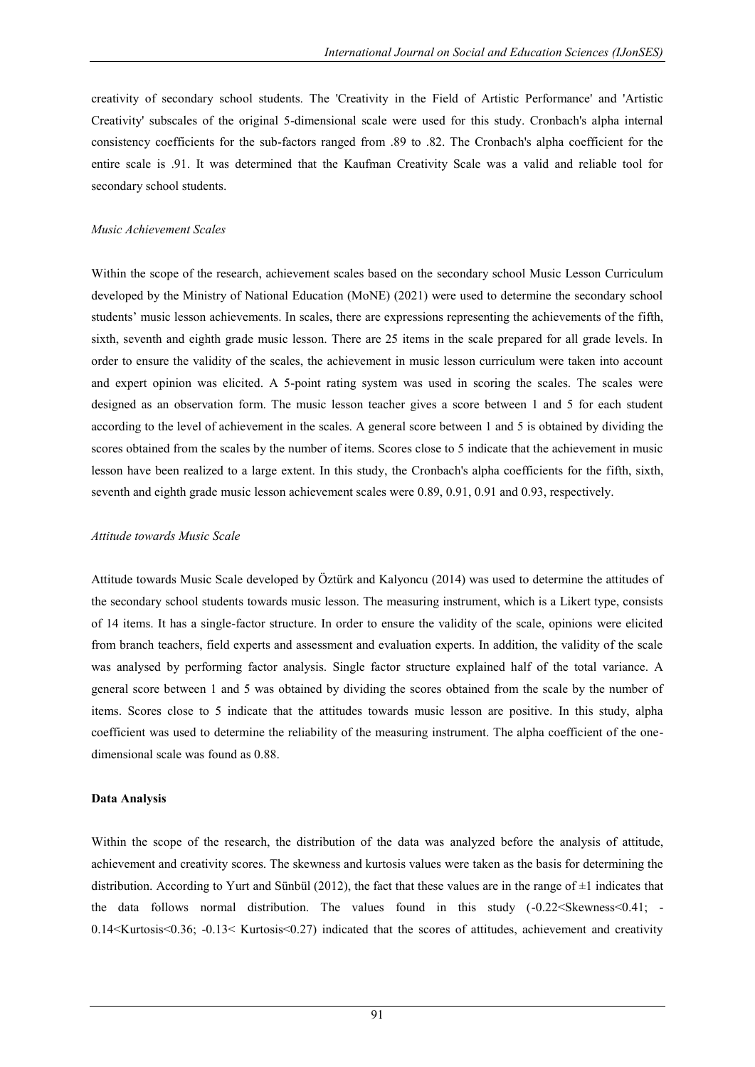creativity of secondary school students. The 'Creativity in the Field of Artistic Performance' and 'Artistic Creativity' subscales of the original 5-dimensional scale were used for this study. Cronbach's alpha internal consistency coefficients for the sub-factors ranged from .89 to .82. The Cronbach's alpha coefficient for the entire scale is .91. It was determined that the Kaufman Creativity Scale was a valid and reliable tool for secondary school students.

*Music Achievement Scales*

Within the scope of the research, achievement scales based on the secondary school Music Lesson Curriculum developed by the Ministry of National Education (MoNE) (2021) were used to determine the secondary school students' music lesson achievements. In scales, there are expressions representing the achievements of the fifth, sixth, seventh and eighth grade music lesson. There are 25 items in the scale prepared for all grade levels. In order to ensure the validity of the scales, the achievement in music lesson curriculum were taken into account and expert opinion was elicited. A 5-point rating system was used in scoring the scales. The scales were designed as an observation form. The music lesson teacher gives a score between 1 and 5 for each student according to the level of achievement in the scales. A general score between 1 and 5 is obtained by dividing the scores obtained from the scales by the number of items. Scores close to 5 indicate that the achievement in music lesson have been realized to a large extent. In this study, the Cronbach's alpha coefficients for the fifth, sixth, seventh and eighth grade music lesson achievement scales were 0.89, 0.91, 0.91 and 0.93, respectively.

*Attitude towards Music Scale*

Attitude towards Music Scale developed by Öztürk and Kalyoncu (2014) was used to determine the attitudes of the secondary school students towards music lesson. The measuring instrument, which is a Likert type, consists of 14 items. It has a single-factor structure. In order to ensure the validity of the scale, opinions were elicited from branch teachers, field experts and assessment and evaluation experts. In addition, the validity of the scale was analysed by performing factor analysis. Single factor structure explained half of the total variance. A general score between 1 and 5 was obtained by dividing the scores obtained from the scale by the number of items. Scores close to 5 indicate that the attitudes towards music lesson are positive. In this study, alpha coefficient was used to determine the reliability of the measuring instrument. The alpha coefficient of the one-dimensional scale was found as 0.88.

**Data Analysis**

Within the scope of the research, the distribution of the data was analyzed before the analysis of attitude, achievement and creativity scores. The skewness and kurtosis values were taken as the basis for determining the distribution. According to Yurt and Sünbül (2012), the fact that these values are in the range of $\pm 1$ indicates that the data follows normal distribution. The values found in this study ($-0.22 < \text{Skewness} < 0.41$; $-0.14 < \text{Kurtosis} < 0.36$; $-0.13 < \text{Kurtosis} < 0.27$) indicated that the scores of attitudes, achievement and creativity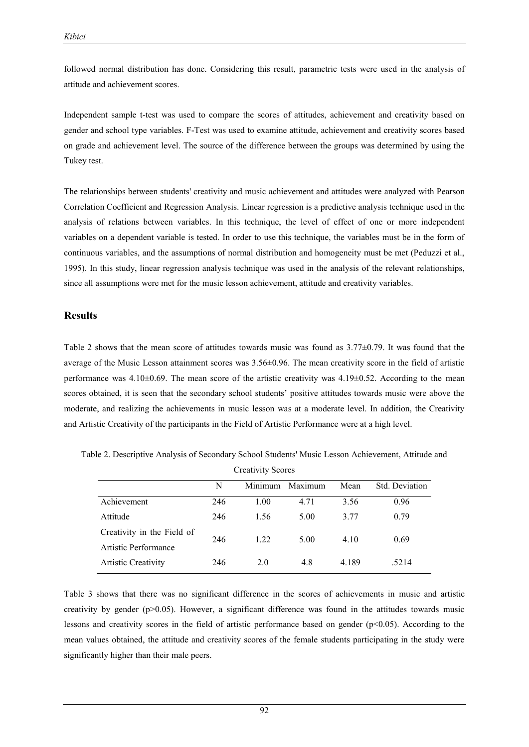followed normal distribution has done. Considering this result, parametric tests were used in the analysis of attitude and achievement scores.

Independent sample t-test was used to compare the scores of attitudes, achievement and creativity based on gender and school type variables. F-Test was used to examine attitude, achievement and creativity scores based on grade and achievement level. The source of the difference between the groups was determined by using the Tukey test.

The relationships between students' creativity and music achievement and attitudes were analyzed with Pearson Correlation Coefficient and Regression Analysis. Linear regression is a predictive analysis technique used in the analysis of relations between variables. In this technique, the level of effect of one or more independent variables on a dependent variable is tested. In order to use this technique, the variables must be in the form of continuous variables, and the assumptions of normal distribution and homogeneity must be met (Peduzzi et al., 1995). In this study, linear regression analysis technique was used in the analysis of the relevant relationships, since all assumptions were met for the music lesson achievement, attitude and creativity variables.

## Results

Table 2 shows that the mean score of attitudes towards music was found as 3.77±0.79. It was found that the average of the Music Lesson attainment scores was 3.56±0.96. The mean creativity score in the field of artistic performance was 4.10±0.69. The mean score of the artistic creativity was 4.19±0.52. According to the mean scores obtained, it is seen that the secondary school students' positive attitudes towards music were above the moderate, and realizing the achievements in music lesson was at a moderate level. In addition, the Creativity and Artistic Creativity of the participants in the Field of Artistic Performance were at a high level.

Table 2. Descriptive Analysis of Secondary School Students' Music Lesson Achievement, Attitude and Creativity Scores

| | N | Minimum | Maximum | Mean | Std. Deviation |
|---|---|---|---|---|---|
| Achievement | 246 | 1.00 | 4.71 | 3.56 | 0.96 |
| Attitude | 246 | 1.56 | 5.00 | 3.77 | 0.79 |
| Creativity in the Field of Artistic Performance | 246 | 1.22 | 5.00 | 4.10 | 0.69 |
| Artistic Creativity | 246 | 2.0 | 4.8 | 4.189 | .5214 |

Table 3 shows that there was no significant difference in the scores of achievements in music and artistic creativity by gender ($p>0.05$). However, a significant difference was found in the attitudes towards music lessons and creativity scores in the field of artistic performance based on gender ($p<0.05$). According to the mean values obtained, the attitude and creativity scores of the female students participating in the study were significantly higher than their male peers.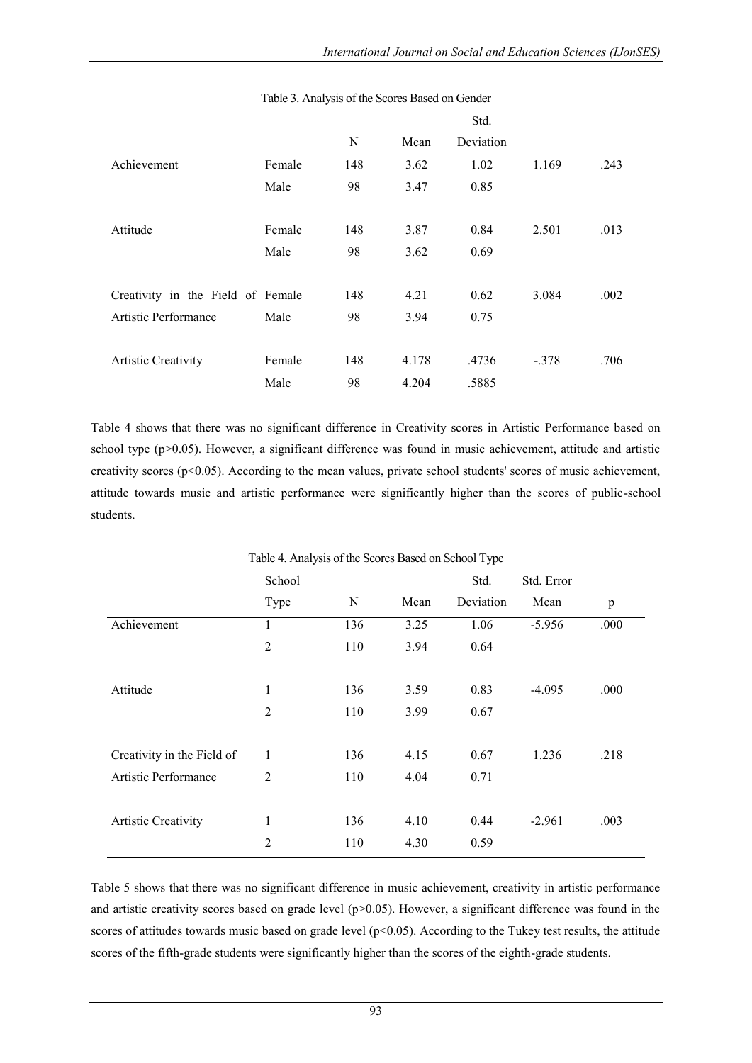Table 3. Analysis of the Scores Based on Gender

| | | N | Mean | Std. Deviation | | |
|---|---|---|---|---|---|---|
| Achievement | Female | 148 | 3.62 | 1.02 | 1.169 | .243 |
| | Male | 98 | 3.47 | 0.85 | | |
| Attitude | Female | 148 | 3.87 | 0.84 | 2.501 | .013 |
| | Male | 98 | 3.62 | 0.69 | | |
| Creativity in the Field of Artistic Performance | Female | 148 | 4.21 | 0.62 | 3.084 | .002 |
| | Male | 98 | 3.94 | 0.75 | | |
| Artistic Creativity | Female | 148 | 4.178 | .4736 | -.378 | .706 |
| | Male | 98 | 4.204 | .5885 | | |

Table 4 shows that there was no significant difference in Creativity scores in Artistic Performance based on school type (p>0.05). However, a significant difference was found in music achievement, attitude and artistic creativity scores (p<0.05). According to the mean values, private school students' scores of music achievement, attitude towards music and artistic performance were significantly higher than the scores of public-school students.

Table 4. Analysis of the Scores Based on School Type

| | School Type | N | Mean | Std. Deviation | Std. Error Mean | p |
|---|---|---|---|---|---|---|
| Achievement | 1 | 136 | 3.25 | 1.06 | -5.956 | .000 |
| | 2 | 110 | 3.94 | 0.64 | | |
| Attitude | 1 | 136 | 3.59 | 0.83 | -4.095 | .000 |
| | 2 | 110 | 3.99 | 0.67 | | |
| Creativity in the Field of Artistic Performance | 1 | 136 | 4.15 | 0.67 | 1.236 | .218 |
| | 2 | 110 | 4.04 | 0.71 | | |
| Artistic Creativity | 1 | 136 | 4.10 | 0.44 | -2.961 | .003 |
| | 2 | 110 | 4.30 | 0.59 | | |

Table 5 shows that there was no significant difference in music achievement, creativity in artistic performance and artistic creativity scores based on grade level (p>0.05). However, a significant difference was found in the scores of attitudes towards music based on grade level (p<0.05). According to the Tukey test results, the attitude scores of the fifth-grade students were significantly higher than the scores of the eighth-grade students.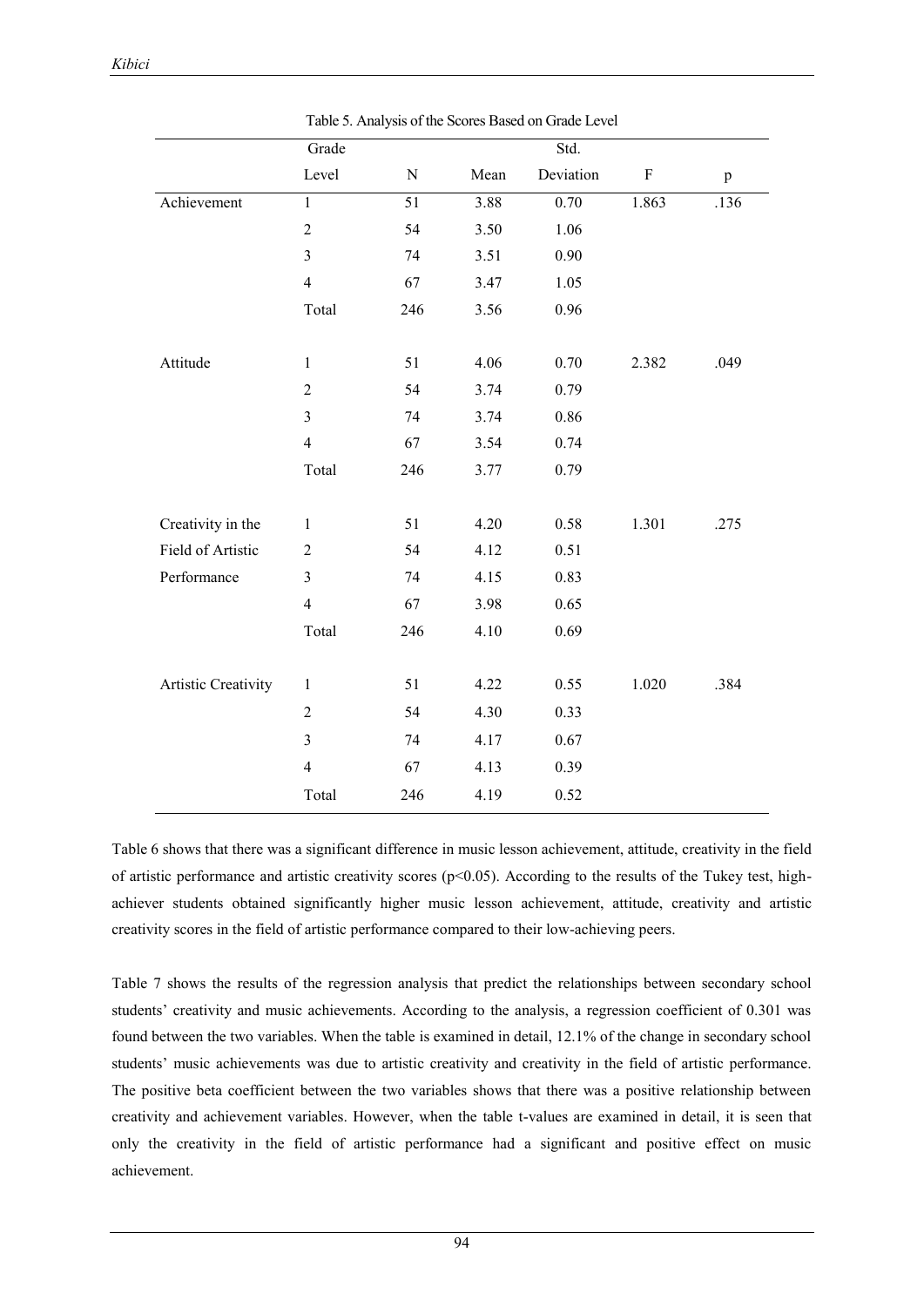Table 5. Analysis of the Scores Based on Grade Level

| | Grade Level | N | Mean | Std. Deviation | F | p |
|---|---|---|---|---|---|---|
| Achievement | 1 | 51 | 3.88 | 0.70 | 1.863 | .136 |
| | 2 | 54 | 3.50 | 1.06 | | |
| | 3 | 74 | 3.51 | 0.90 | | |
| | 4 | 67 | 3.47 | 1.05 | | |
| | Total | 246 | 3.56 | 0.96 | | |
| Attitude | 1 | 51 | 4.06 | 0.70 | 2.382 | .049 |
| | 2 | 54 | 3.74 | 0.79 | | |
| | 3 | 74 | 3.74 | 0.86 | | |
| | 4 | 67 | 3.54 | 0.74 | | |
| | Total | 246 | 3.77 | 0.79 | | |
| Creativity in the Field of Artistic Performance | 1 | 51 | 4.20 | 0.58 | 1.301 | .275 |
| | 2 | 54 | 4.12 | 0.51 | | |
| | 3 | 74 | 4.15 | 0.83 | | |
| | 4 | 67 | 3.98 | 0.65 | | |
| | Total | 246 | 4.10 | 0.69 | | |
| Artistic Creativity | 1 | 51 | 4.22 | 0.55 | 1.020 | .384 |
| | 2 | 54 | 4.30 | 0.33 | | |
| | 3 | 74 | 4.17 | 0.67 | | |
| | 4 | 67 | 4.13 | 0.39 | | |
| | Total | 246 | 4.19 | 0.52 | | |

Table 6 shows that there was a significant difference in music lesson achievement, attitude, creativity in the field of artistic performance and artistic creativity scores ($p<0.05$). According to the results of the Tukey test, high-achiever students obtained significantly higher music lesson achievement, attitude, creativity and artistic creativity scores in the field of artistic performance compared to their low-achieving peers.

Table 7 shows the results of the regression analysis that predict the relationships between secondary school students' creativity and music achievements. According to the analysis, a regression coefficient of 0.301 was found between the two variables. When the table is examined in detail, 12.1% of the change in secondary school students' music achievements was due to artistic creativity and creativity in the field of artistic performance. The positive beta coefficient between the two variables shows that there was a positive relationship between creativity and achievement variables. However, when the table t-values are examined in detail, it is seen that only the creativity in the field of artistic performance had a significant and positive effect on music achievement.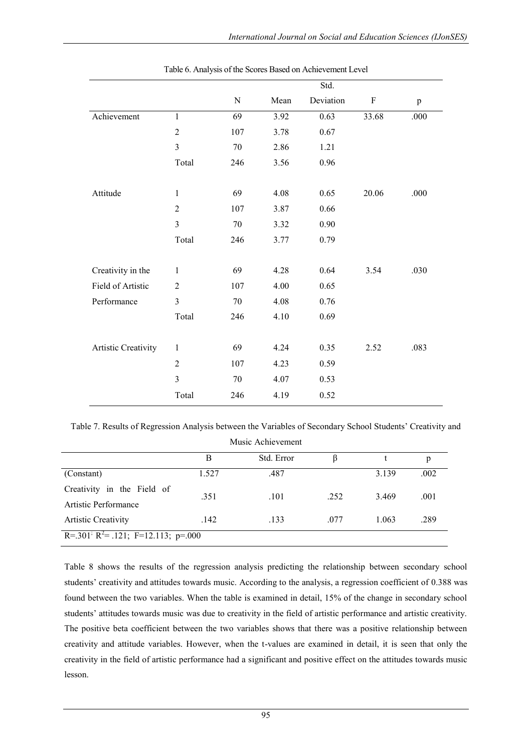Table 6. Analysis of the Scores Based on Achievement Level

| | | N | Mean | Std. Deviation | F | p |
|---|---|---|---|---|---|---|
| Achievement | 1 | 69 | 3.92 | 0.63 | 33.68 | .000 |
| | 2 | 107 | 3.78 | 0.67 | | |
| | 3 | 70 | 2.86 | 1.21 | | |
| | Total | 246 | 3.56 | 0.96 | | |
| Attitude | 1 | 69 | 4.08 | 0.65 | 20.06 | .000 |
| | 2 | 107 | 3.87 | 0.66 | | |
| | 3 | 70 | 3.32 | 0.90 | | |
| | Total | 246 | 3.77 | 0.79 | | |
| Creativity in the Field of Artistic Performance | 1 | 69 | 4.28 | 0.64 | 3.54 | .030 |
| | 2 | 107 | 4.00 | 0.65 | | |
| | 3 | 70 | 4.08 | 0.76 | | |
| | Total | 246 | 4.10 | 0.69 | | |
| Artistic Creativity | 1 | 69 | 4.24 | 0.35 | 2.52 | .083 |
| | 2 | 107 | 4.23 | 0.59 | | |
| | 3 | 70 | 4.07 | 0.53 | | |
| | Total | 246 | 4.19 | 0.52 | | |

Table 7. Results of Regression Analysis between the Variables of Secondary School Students' Creativity and Music Achievement

| | B | Std. Error | β | t | p |
|---|---|---|---|---|---|
| (Constant) | 1.527 | .487 | | 3.139 | .002 |
| Creativity in the Field of Artistic Performance | .351 | .101 | .252 | 3.469 | .001 |
| Artistic Creativity | .142 | .133 | .077 | 1.063 | .289 |
| R=.301; $R^2$= .121; F=12.113; p=.000 | | | | | |

Table 8 shows the results of the regression analysis predicting the relationship between secondary school students' creativity and attitudes towards music. According to the analysis, a regression coefficient of 0.388 was found between the two variables. When the table is examined in detail, 15% of the change in secondary school students' attitudes towards music was due to creativity in the field of artistic performance and artistic creativity. The positive beta coefficient between the two variables shows that there was a positive relationship between creativity and attitude variables. However, when the t-values are examined in detail, it is seen that only the creativity in the field of artistic performance had a significant and positive effect on the attitudes towards music lesson.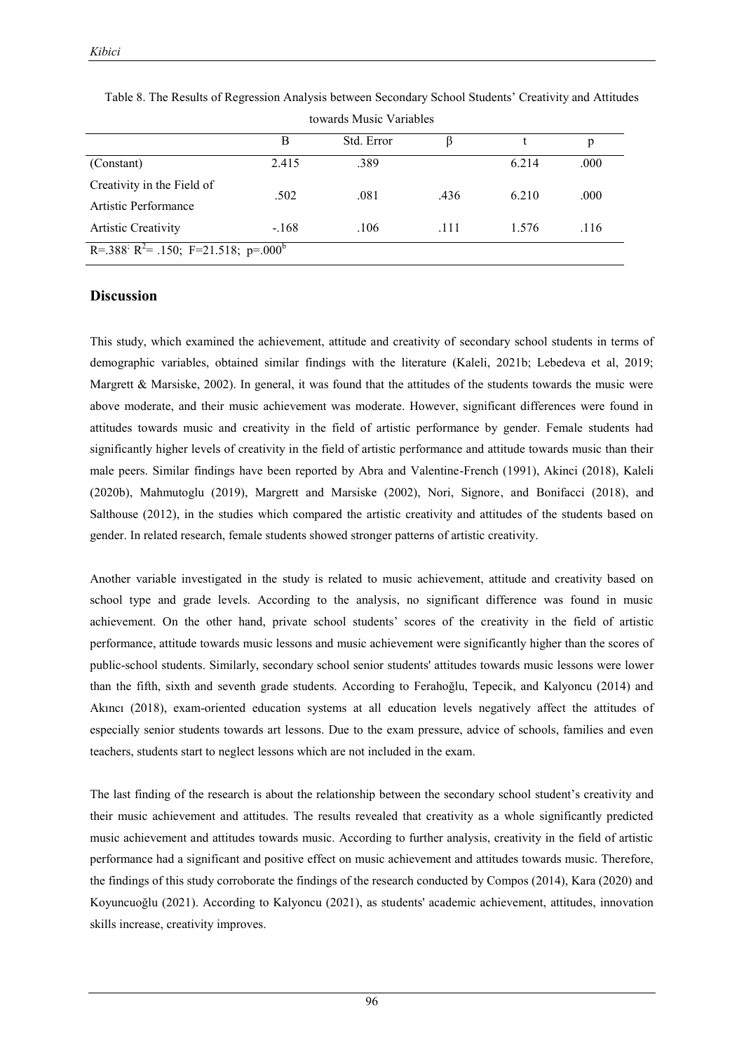Table 8. The Results of Regression Analysis between Secondary School Students' Creativity and Attitudes towards Music Variables

| | B | Std. Error | β | t | p |
|---|---|---|---|---|---|
| (Constant) | 2.415 | .389 | | 6.214 | .000 |
| Creativity in the Field of Artistic Performance | .502 | .081 | .436 | 6.210 | .000 |
| Artistic Creativity | -.168 | .106 | .111 | 1.576 | .116 |
| $R=.388$; $R^2=.150$; $F=21.518$; $p=.000^b$ | | | | | |

## Discussion

This study, which examined the achievement, attitude and creativity of secondary school students in terms of demographic variables, obtained similar findings with the literature (Kaleli, 2021b; Lebedeva et al, 2019; Margrett & Marsiske, 2002). In general, it was found that the attitudes of the students towards the music were above moderate, and their music achievement was moderate. However, significant differences were found in attitudes towards music and creativity in the field of artistic performance by gender. Female students had significantly higher levels of creativity in the field of artistic performance and attitude towards music than their male peers. Similar findings have been reported by Abra and Valentine-French (1991), Akinci (2018), Kaleli (2020b), Mahmutoglu (2019), Margrett and Marsiske (2002), Nori, Signore, and Bonifacci (2018), and Salthouse (2012), in the studies which compared the artistic creativity and attitudes of the students based on gender. In related research, female students showed stronger patterns of artistic creativity.

Another variable investigated in the study is related to music achievement, attitude and creativity based on school type and grade levels. According to the analysis, no significant difference was found in music achievement. On the other hand, private school students' scores of the creativity in the field of artistic performance, attitude towards music lessons and music achievement were significantly higher than the scores of public-school students. Similarly, secondary school senior students' attitudes towards music lessons were lower than the fifth, sixth and seventh grade students. According to Ferahoğlu, Tepecik, and Kalyoncu (2014) and Akıncı (2018), exam-oriented education systems at all education levels negatively affect the attitudes of especially senior students towards art lessons. Due to the exam pressure, advice of schools, families and even teachers, students start to neglect lessons which are not included in the exam.

The last finding of the research is about the relationship between the secondary school student's creativity and their music achievement and attitudes. The results revealed that creativity as a whole significantly predicted music achievement and attitudes towards music. According to further analysis, creativity in the field of artistic performance had a significant and positive effect on music achievement and attitudes towards music. Therefore, the findings of this study corroborate the findings of the research conducted by Compos (2014), Kara (2020) and Koyuncuoğlu (2021). According to Kalyoncu (2021), as students' academic achievement, attitudes, innovation skills increase, creativity improves.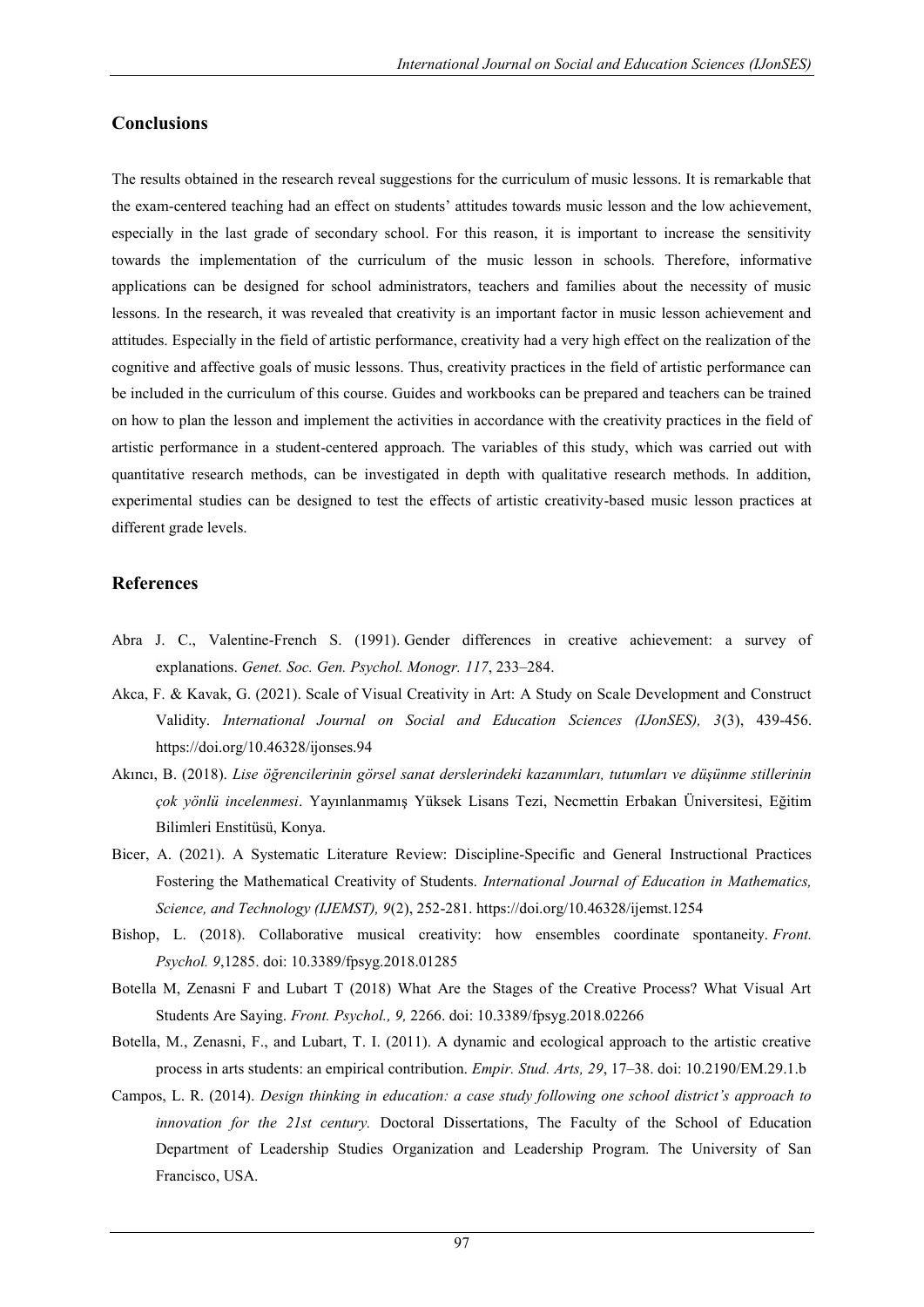## Conclusions

The results obtained in the research reveal suggestions for the curriculum of music lessons. It is remarkable that the exam-centered teaching had an effect on students' attitudes towards music lesson and the low achievement, especially in the last grade of secondary school. For this reason, it is important to increase the sensitivity towards the implementation of the curriculum of the music lesson in schools. Therefore, informative applications can be designed for school administrators, teachers and families about the necessity of music lessons. In the research, it was revealed that creativity is an important factor in music lesson achievement and attitudes. Especially in the field of artistic performance, creativity had a very high effect on the realization of the cognitive and affective goals of music lessons. Thus, creativity practices in the field of artistic performance can be included in the curriculum of this course. Guides and workbooks can be prepared and teachers can be trained on how to plan the lesson and implement the activities in accordance with the creativity practices in the field of artistic performance in a student-centered approach. The variables of this study, which was carried out with quantitative research methods, can be investigated in depth with qualitative research methods. In addition, experimental studies can be designed to test the effects of artistic creativity-based music lesson practices at different grade levels.

## References

Abra J. C., Valentine-French S. (1991). Gender differences in creative achievement: a survey of explanations. *Genet. Soc. Gen. Psychol. Monogr. 117*, 233–284.

Akca, F. & Kavak, G. (2021). Scale of Visual Creativity in Art: A Study on Scale Development and Construct Validity. *International Journal on Social and Education Sciences (IJonSES), 3*(3), 439-456. https://doi.org/10.46328/ijonses.94

Akıncı, B. (2018). *Lise öğrencilerinin görsel sanat derslerindeki kazanımları, tutumları ve düşünme stillerinin çok yönlü incelenmesi*. Yayınlanmamış Yüksek Lisans Tezi, Necmettin Erbakan Üniversitesi, Eğitim Bilimleri Enstitüsü, Konya.

Bicer, A. (2021). A Systematic Literature Review: Discipline-Specific and General Instructional Practices Fostering the Mathematical Creativity of Students. *International Journal of Education in Mathematics, Science, and Technology (IJEMST), 9*(2), 252-281. https://doi.org/10.46328/ijemst.1254

Bishop, L. (2018). Collaborative musical creativity: how ensembles coordinate spontaneity. *Front. Psychol. 9*,1285. doi: 10.3389/fpsyg.2018.01285

Botella M, Zenasni F and Lubart T (2018) What Are the Stages of the Creative Process? What Visual Art Students Are Saying. *Front. Psychol., 9,* 2266. doi: 10.3389/fpsyg.2018.02266

Botella, M., Zenasni, F., and Lubart, T. I. (2011). A dynamic and ecological approach to the artistic creative process in arts students: an empirical contribution. *Empir. Stud. Arts, 29*, 17–38. doi: 10.2190/EM.29.1.b

Campos, L. R. (2014). *Design thinking in education: a case study following one school district's approach to innovation for the 21st century.* Doctoral Dissertations, The Faculty of the School of Education Department of Leadership Studies Organization and Leadership Program. The University of San Francisco, USA.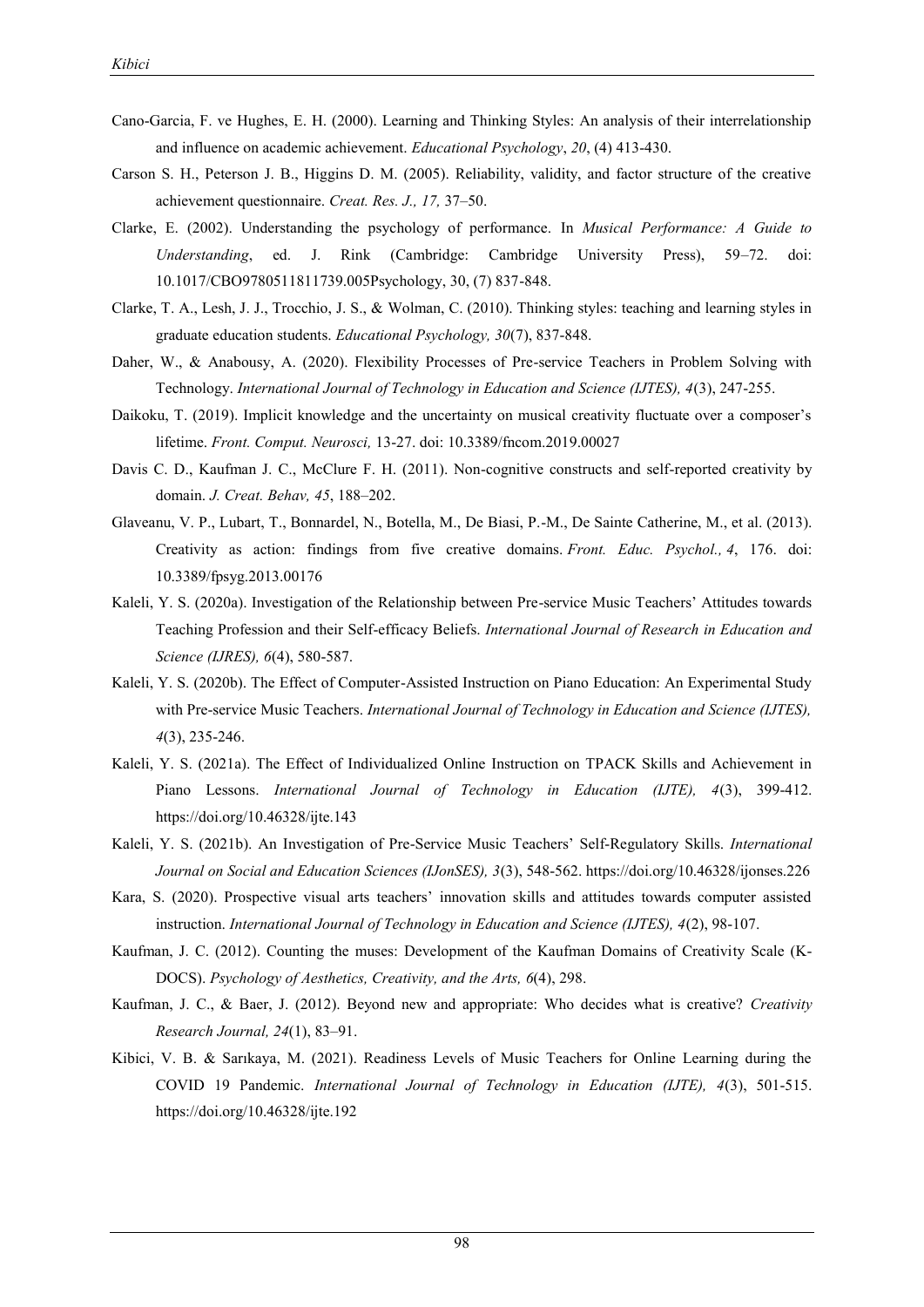Cano-Garcia, F. ve Hughes, E. H. (2000). Learning and Thinking Styles: An analysis of their interrelationship and influence on academic achievement. *Educational Psychology*, *20*, (4) 413-430.

Carson S. H., Peterson J. B., Higgins D. M. (2005). Reliability, validity, and factor structure of the creative achievement questionnaire. *Creat. Res. J., 17,* 37–50.

Clarke, E. (2002). Understanding the psychology of performance. In *Musical Performance: A Guide to Understanding*, ed. J. Rink (Cambridge: Cambridge University Press), 59–72. doi: 10.1017/CBO9780511811739.005Psychology, 30, (7) 837-848.

Clarke, T. A., Lesh, J. J., Trocchio, J. S., & Wolman, C. (2010). Thinking styles: teaching and learning styles in graduate education students. *Educational Psychology, 30*(7), 837-848.

Daher, W., & Anabousy, A. (2020). Flexibility Processes of Pre-service Teachers in Problem Solving with Technology. *International Journal of Technology in Education and Science (IJTES), 4*(3), 247-255.

Daikoku, T. (2019). Implicit knowledge and the uncertainty on musical creativity fluctuate over a composer's lifetime. *Front. Comput. Neurosci,* 13-27. doi: 10.3389/fncom.2019.00027

Davis C. D., Kaufman J. C., McClure F. H. (2011). Non-cognitive constructs and self-reported creativity by domain. *J. Creat. Behav, 45*, 188–202.

Glaveanu, V. P., Lubart, T., Bonnardel, N., Botella, M., De Biasi, P.-M., De Sainte Catherine, M., et al. (2013). Creativity as action: findings from five creative domains. *Front. Educ. Psychol., 4*, 176. doi: 10.3389/fpsyg.2013.00176

Kaleli, Y. S. (2020a). Investigation of the Relationship between Pre-service Music Teachers' Attitudes towards Teaching Profession and their Self-efficacy Beliefs. *International Journal of Research in Education and Science (IJRES), 6*(4), 580-587.

Kaleli, Y. S. (2020b). The Effect of Computer-Assisted Instruction on Piano Education: An Experimental Study with Pre-service Music Teachers. *International Journal of Technology in Education and Science (IJTES), 4*(3), 235-246.

Kaleli, Y. S. (2021a). The Effect of Individualized Online Instruction on TPACK Skills and Achievement in Piano Lessons. *International Journal of Technology in Education (IJTE), 4*(3), 399-412. https://doi.org/10.46328/ijte.143

Kaleli, Y. S. (2021b). An Investigation of Pre-Service Music Teachers' Self-Regulatory Skills. *International Journal on Social and Education Sciences (IJonSES), 3*(3), 548-562. https://doi.org/10.46328/ijonses.226

Kara, S. (2020). Prospective visual arts teachers' innovation skills and attitudes towards computer assisted instruction. *International Journal of Technology in Education and Science (IJTES), 4*(2), 98-107.

Kaufman, J. C. (2012). Counting the muses: Development of the Kaufman Domains of Creativity Scale (K-DOCS). *Psychology of Aesthetics, Creativity, and the Arts, 6*(4), 298.

Kaufman, J. C., & Baer, J. (2012). Beyond new and appropriate: Who decides what is creative? *Creativity Research Journal, 24*(1), 83–91.

Kibici, V. B. & Sarıkaya, M. (2021). Readiness Levels of Music Teachers for Online Learning during the COVID 19 Pandemic. *International Journal of Technology in Education (IJTE), 4*(3), 501-515. https://doi.org/10.46328/ijte.192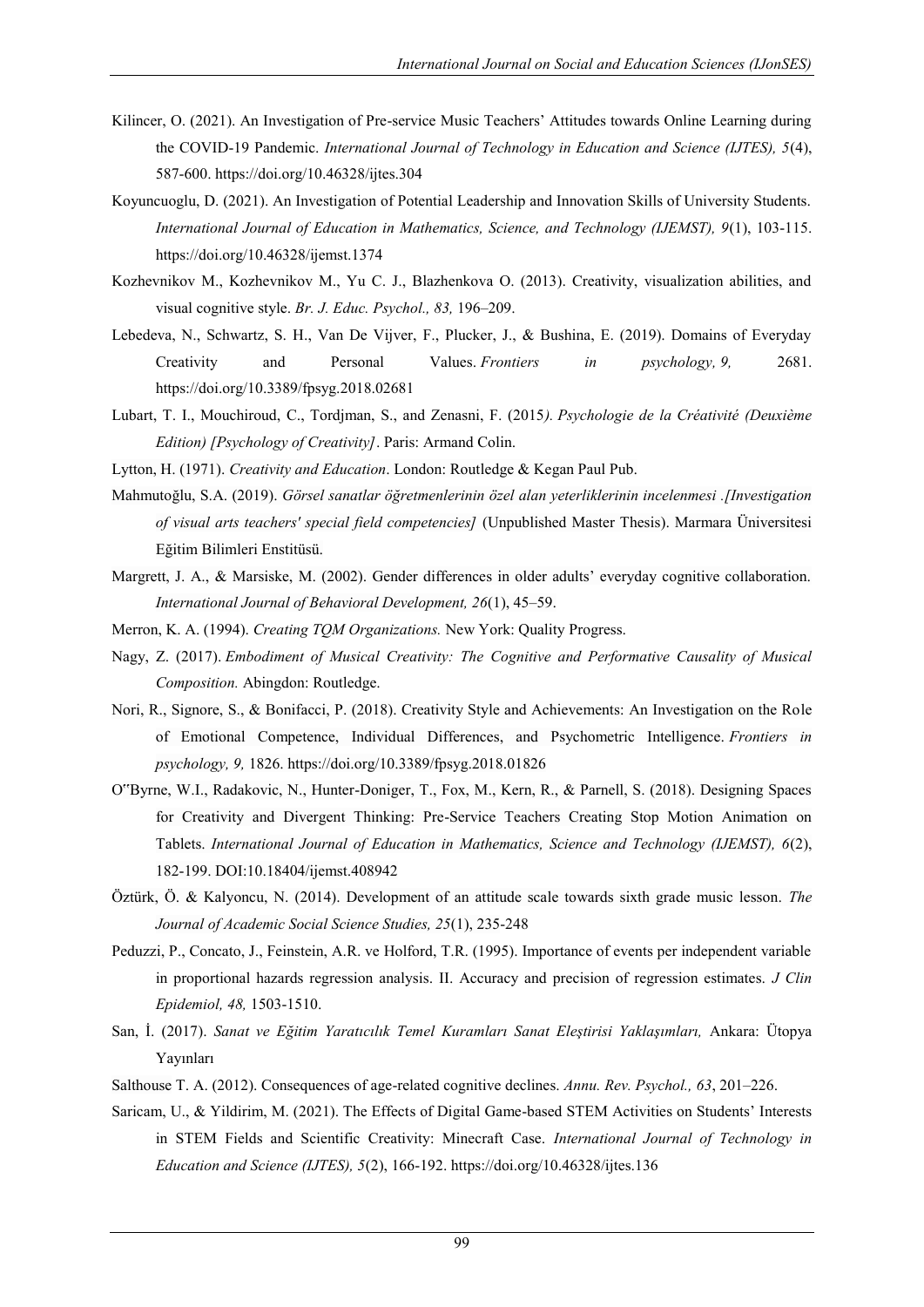Kilincer, O. (2021). An Investigation of Pre-service Music Teachers' Attitudes towards Online Learning during the COVID-19 Pandemic. *International Journal of Technology in Education and Science (IJTES), 5*(4), 587-600. https://doi.org/10.46328/ijtes.304

Koyuncuoglu, D. (2021). An Investigation of Potential Leadership and Innovation Skills of University Students. *International Journal of Education in Mathematics, Science, and Technology (IJEMST), 9*(1), 103-115. https://doi.org/10.46328/ijemst.1374

Kozhevnikov M., Kozhevnikov M., Yu C. J., Blazhenkova O. (2013). Creativity, visualization abilities, and visual cognitive style. *Br. J. Educ. Psychol., 83,* 196–209.

Lebedeva, N., Schwartz, S. H., Van De Vijver, F., Plucker, J., & Bushina, E. (2019). Domains of Everyday Creativity and Personal Values. *Frontiers in psychology, 9,* 2681. https://doi.org/10.3389/fpsyg.2018.02681

Lubart, T. I., Mouchiroud, C., Tordjman, S., and Zenasni, F. (2015*). Psychologie de la Créativité (Deuxième Edition) [Psychology of Creativity]*. Paris: Armand Colin.

Lytton, H. (1971). *Creativity and Education*. London: Routledge & Kegan Paul Pub.

Mahmutoğlu, S.A. (2019). *Görsel sanatlar öğretmenlerinin özel alan yeterliklerinin incelenmesi .[Investigation of visual arts teachers' special field competencies]* (Unpublished Master Thesis). Marmara Üniversitesi Eğitim Bilimleri Enstitüsü.

Margrett, J. A., & Marsiske, M. (2002). Gender differences in older adults' everyday cognitive collaboration. *International Journal of Behavioral Development, 26*(1), 45–59.

Merron, K. A. (1994). *Creating TQM Organizations.* New York: Quality Progress.

Nagy, Z. (2017). *Embodiment of Musical Creativity: The Cognitive and Performative Causality of Musical Composition.* Abingdon: Routledge.

Nori, R., Signore, S., & Bonifacci, P. (2018). Creativity Style and Achievements: An Investigation on the Role of Emotional Competence, Individual Differences, and Psychometric Intelligence. *Frontiers in psychology, 9,* 1826. https://doi.org/10.3389/fpsyg.2018.01826

O"Byrne, W.I., Radakovic, N., Hunter-Doniger, T., Fox, M., Kern, R., & Parnell, S. (2018). Designing Spaces for Creativity and Divergent Thinking: Pre-Service Teachers Creating Stop Motion Animation on Tablets. *International Journal of Education in Mathematics, Science and Technology (IJEMST), 6*(2), 182-199. DOI:10.18404/ijemst.408942

Öztürk, Ö. & Kalyoncu, N. (2014). Development of an attitude scale towards sixth grade music lesson. *The Journal of Academic Social Science Studies, 25*(1), 235-248

Peduzzi, P., Concato, J., Feinstein, A.R. ve Holford, T.R. (1995). Importance of events per independent variable in proportional hazards regression analysis. II. Accuracy and precision of regression estimates. *J Clin Epidemiol, 48,* 1503-1510.

San, İ. (2017). *Sanat ve Eğitim Yaratıcılık Temel Kuramları Sanat Eleştirisi Yaklaşımları,* Ankara: Ütopya Yayınları

Salthouse T. A. (2012). Consequences of age-related cognitive declines. *Annu. Rev. Psychol., 63*, 201–226.

Saricam, U., & Yildirim, M. (2021). The Effects of Digital Game-based STEM Activities on Students' Interests in STEM Fields and Scientific Creativity: Minecraft Case. *International Journal of Technology in Education and Science (IJTES), 5*(2), 166-192. https://doi.org/10.46328/ijtes.136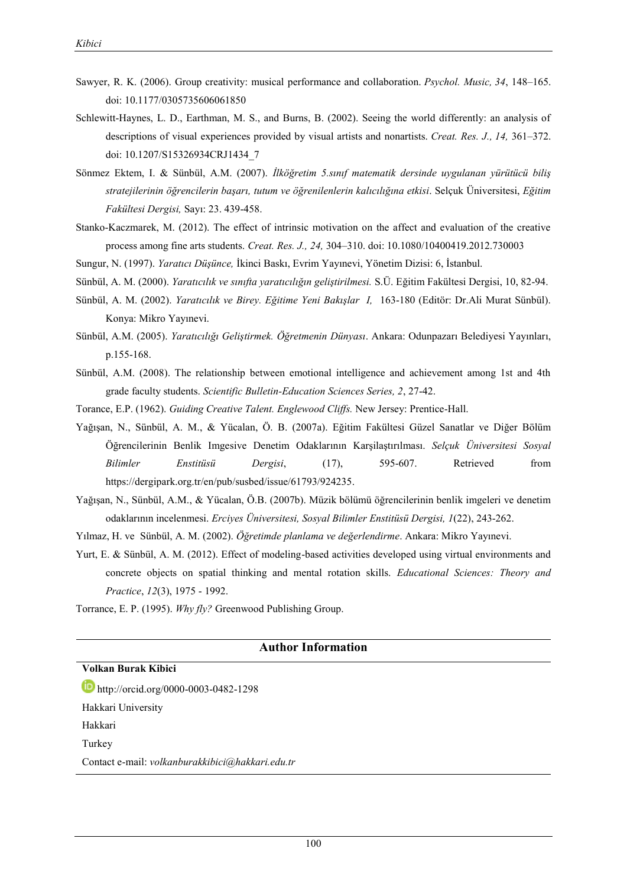Sawyer, R. K. (2006). Group creativity: musical performance and collaboration. *Psychol. Music, 34*, 148–165. doi: 10.1177/0305735606061850

Schlewitt-Haynes, L. D., Earthman, M. S., and Burns, B. (2002). Seeing the world differently: an analysis of descriptions of visual experiences provided by visual artists and nonartists. *Creat. Res. J., 14,* 361–372. doi: 10.1207/S15326934CRJ1434_7

Sönmez Ektem, I. & Sünbül, A.M. (2007). *İlköğretim 5.sınıf matematik dersinde uygulanan yürütücü biliş stratejilerinin öğrencilerin başarı, tutum ve öğrenilenlerin kalıcılığına etkisi*. Selçuk Üniversitesi, *Eğitim Fakültesi Dergisi,* Sayı: 23. 439-458.

Stanko-Kaczmarek, M. (2012). The effect of intrinsic motivation on the affect and evaluation of the creative process among fine arts students. *Creat. Res. J., 24,* 304–310. doi: 10.1080/10400419.2012.730003

Sungur, N. (1997). *Yaratıcı Düşünce,* İkinci Baskı, Evrim Yayınevi, Yönetim Dizisi: 6, İstanbul.

Sünbül, A. M. (2000). *Yaratıcılık ve sınıfta yaratıcılığın geliştirilmesi.* S.Ü. Eğitim Fakültesi Dergisi, 10, 82-94.

Sünbül, A. M. (2002). *Yaratıcılık ve Birey. Eğitime Yeni Bakışlar I,* 163-180 (Editör: Dr.Ali Murat Sünbül). Konya: Mikro Yayınevi.

Sünbül, A.M. (2005). *Yaratıcılığı Geliştirmek. Öğretmenin Dünyası*. Ankara: Odunpazarı Belediyesi Yayınları, p.155-168.

Sünbül, A.M. (2008). The relationship between emotional intelligence and achievement among 1st and 4th grade faculty students. *Scientific Bulletin-Education Sciences Series, 2*, 27-42.

Torance, E.P. (1962). *Guiding Creative Talent. Englewood Cliffs.* New Jersey: Prentice-Hall.

Yağışan, N., Sünbül, A. M., & Yücalan, Ö. B. (2007a). Eğitim Fakültesi Güzel Sanatlar ve Diğer Bölüm Öğrencilerinin Benlik Imgesive Denetim Odaklarının Karşilaştırılması. *Selçuk Üniversitesi Sosyal Bilimler Enstitüsü Dergisi*, (17), 595-607. Retrieved from https://dergipark.org.tr/en/pub/susbed/issue/61793/924235.

Yağışan, N., Sünbül, A.M., & Yücalan, Ö.B. (2007b). Müzik bölümü öğrencilerinin benlik imgeleri ve denetim odaklarının incelenmesi. *Erciyes Üniversitesi, Sosyal Bilimler Enstitüsü Dergisi, 1*(22), 243-262.

Yılmaz, H. ve Sünbül, A. M. (2002). *Öğretimde planlama ve değerlendirme*. Ankara: Mikro Yayınevi.

Yurt, E. & Sünbül, A. M. (2012). Effect of modeling-based activities developed using virtual environments and concrete objects on spatial thinking and mental rotation skills. *Educational Sciences: Theory and Practice*, *12*(3), 1975 - 1992.

Torrance, E. P. (1995). *Why fly?* Greenwood Publishing Group.

## Author Information

**Volkan Burak Kibici**

http://orcid.org/0000-0003-0482-1298

Hakkari University

Hakkari

Turkey

Contact e-mail: *volkanburakkibici@hakkari.edu.tr*